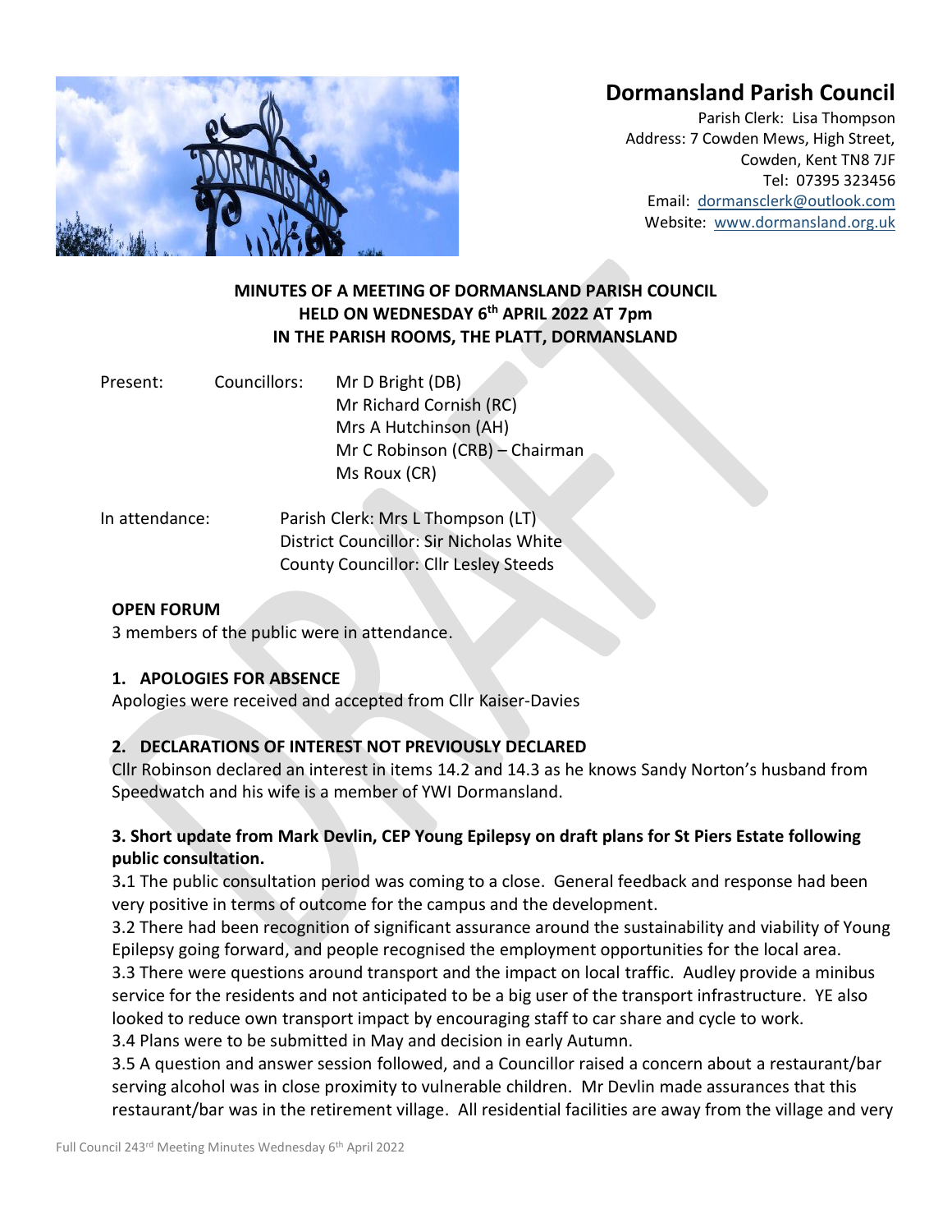# Dormansland Parish Council

Parish Clerk: Lisa Thompson
Address: 7 Cowden Mews, High Street,
Cowden, Kent TN8 7JF
Tel: 07395 323456
Email: dormansclerk@outlook.com
Website: www.dormansland.org.uk

**MINUTES OF A MEETING OF DORMANSLAND PARISH COUNCIL**
**HELD ON WEDNESDAY 6th APRIL 2022 AT 7pm**
**IN THE PARISH ROOMS, THE PLATT, DORMANSLAND**

Present: Councillors: Mr D Bright (DB)
Mr Richard Cornish (RC)
Mrs A Hutchinson (AH)
Mr C Robinson (CRB) – Chairman
Ms Roux (CR)

In attendance: Parish Clerk: Mrs L Thompson (LT)
District Councillor: Sir Nicholas White
County Councillor: Cllr Lesley Steeds

**OPEN FORUM**
3 members of the public were in attendance.

**1. APOLOGIES FOR ABSENCE**
Apologies were received and accepted from Cllr Kaiser-Davies

**2. DECLARATIONS OF INTEREST NOT PREVIOUSLY DECLARED**
Cllr Robinson declared an interest in items 14.2 and 14.3 as he knows Sandy Norton's husband from Speedwatch and his wife is a member of YWI Dormansland.

**3. Short update from Mark Devlin, CEP Young Epilepsy on draft plans for St Piers Estate following public consultation.**

3.1 The public consultation period was coming to a close. General feedback and response had been very positive in terms of outcome for the campus and the development.
3.2 There had been recognition of significant assurance around the sustainability and viability of Young Epilepsy going forward, and people recognised the employment opportunities for the local area.
3.3 There were questions around transport and the impact on local traffic. Audley provide a minibus service for the residents and not anticipated to be a big user of the transport infrastructure. YE also looked to reduce own transport impact by encouraging staff to car share and cycle to work.
3.4 Plans were to be submitted in May and decision in early Autumn.
3.5 A question and answer session followed, and a Councillor raised a concern about a restaurant/bar serving alcohol was in close proximity to vulnerable children. Mr Devlin made assurances that this restaurant/bar was in the retirement village. All residential facilities are away from the village and very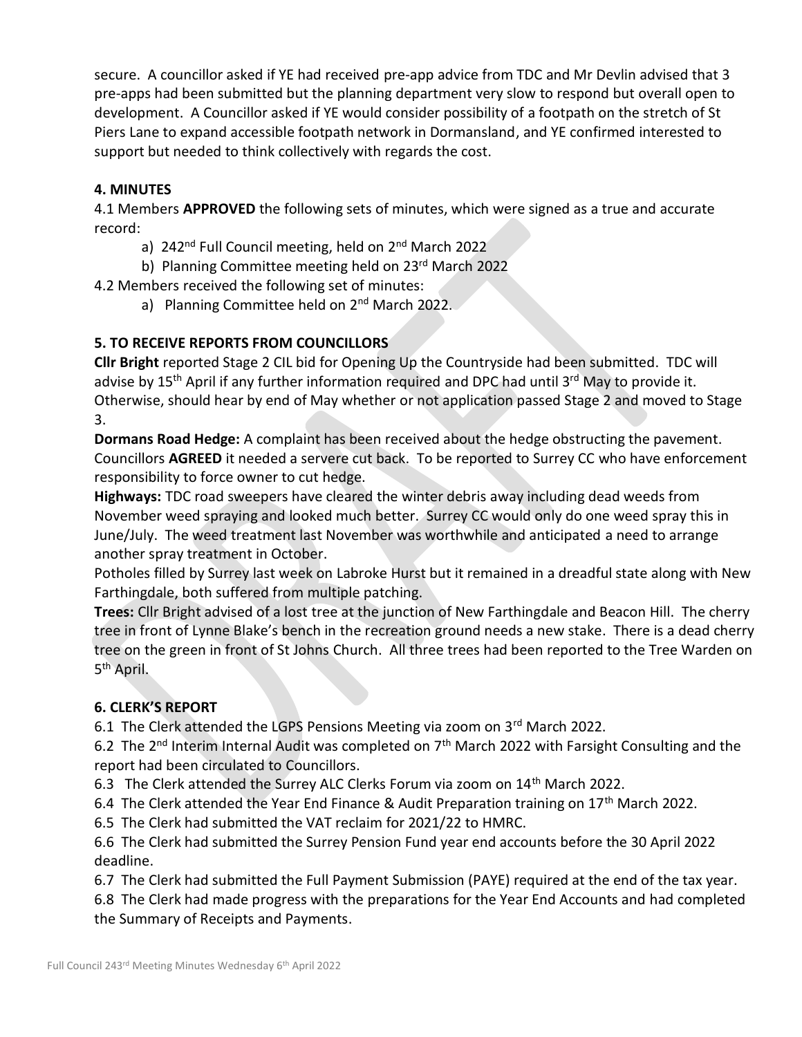secure. A councillor asked if YE had received pre-app advice from TDC and Mr Devlin advised that 3 pre-apps had been submitted but the planning department very slow to respond but overall open to development. A Councillor asked if YE would consider possibility of a footpath on the stretch of St Piers Lane to expand accessible footpath network in Dormansland, and YE confirmed interested to support but needed to think collectively with regards the cost.

## 4. MINUTES

4.1 Members **APPROVED** the following sets of minutes, which were signed as a true and accurate record:

a) 242nd Full Council meeting, held on 2nd March 2022
b) Planning Committee meeting held on 23rd March 2022

4.2 Members received the following set of minutes:

a) Planning Committee held on 2nd March 2022.

## 5. TO RECEIVE REPORTS FROM COUNCILLORS

**Cllr Bright** reported Stage 2 CIL bid for Opening Up the Countryside had been submitted. TDC will advise by 15th April if any further information required and DPC had until 3rd May to provide it. Otherwise, should hear by end of May whether or not application passed Stage 2 and moved to Stage 3.

**Dormans Road Hedge:** A complaint has been received about the hedge obstructing the pavement. Councillors **AGREED** it needed a servere cut back. To be reported to Surrey CC who have enforcement responsibility to force owner to cut hedge.

**Highways:** TDC road sweepers have cleared the winter debris away including dead weeds from November weed spraying and looked much better. Surrey CC would only do one weed spray this in June/July. The weed treatment last November was worthwhile and anticipated a need to arrange another spray treatment in October.

Potholes filled by Surrey last week on Labroke Hurst but it remained in a dreadful state along with New Farthingdale, both suffered from multiple patching.

**Trees:** Cllr Bright advised of a lost tree at the junction of New Farthingdale and Beacon Hill. The cherry tree in front of Lynne Blake's bench in the recreation ground needs a new stake. There is a dead cherry tree on the green in front of St Johns Church. All three trees had been reported to the Tree Warden on 5th April.

## 6. CLERK'S REPORT

6.1 The Clerk attended the LGPS Pensions Meeting via zoom on 3rd March 2022.

6.2 The 2nd Interim Internal Audit was completed on 7th March 2022 with Farsight Consulting and the report had been circulated to Councillors.

6.3 The Clerk attended the Surrey ALC Clerks Forum via zoom on 14th March 2022.

6.4 The Clerk attended the Year End Finance & Audit Preparation training on 17th March 2022.

6.5 The Clerk had submitted the VAT reclaim for 2021/22 to HMRC.

6.6 The Clerk had submitted the Surrey Pension Fund year end accounts before the 30 April 2022 deadline.

6.7 The Clerk had submitted the Full Payment Submission (PAYE) required at the end of the tax year.

6.8 The Clerk had made progress with the preparations for the Year End Accounts and had completed the Summary of Receipts and Payments.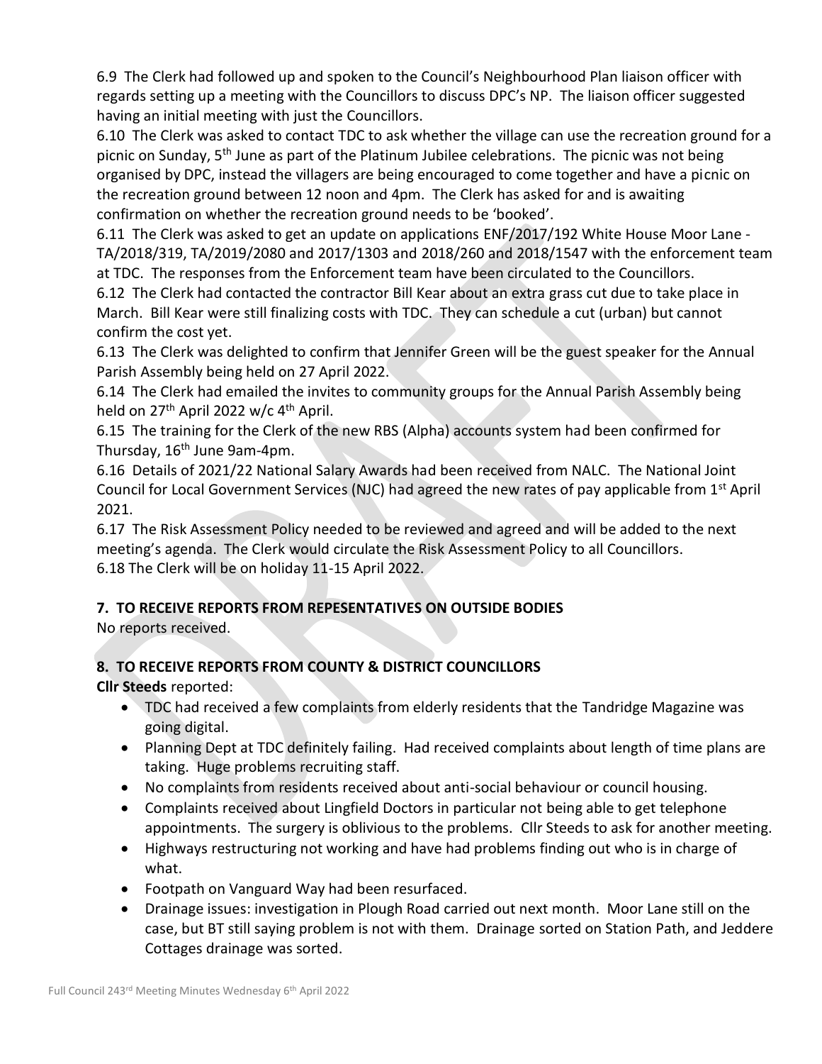6.9 The Clerk had followed up and spoken to the Council's Neighbourhood Plan liaison officer with regards setting up a meeting with the Councillors to discuss DPC's NP. The liaison officer suggested having an initial meeting with just the Councillors.

6.10 The Clerk was asked to contact TDC to ask whether the village can use the recreation ground for a picnic on Sunday, 5th June as part of the Platinum Jubilee celebrations. The picnic was not being organised by DPC, instead the villagers are being encouraged to come together and have a picnic on the recreation ground between 12 noon and 4pm. The Clerk has asked for and is awaiting confirmation on whether the recreation ground needs to be 'booked'.

6.11 The Clerk was asked to get an update on applications ENF/2017/192 White House Moor Lane - TA/2018/319, TA/2019/2080 and 2017/1303 and 2018/260 and 2018/1547 with the enforcement team at TDC. The responses from the Enforcement team have been circulated to the Councillors.

6.12 The Clerk had contacted the contractor Bill Kear about an extra grass cut due to take place in March. Bill Kear were still finalizing costs with TDC. They can schedule a cut (urban) but cannot confirm the cost yet.

6.13 The Clerk was delighted to confirm that Jennifer Green will be the guest speaker for the Annual Parish Assembly being held on 27 April 2022.

6.14 The Clerk had emailed the invites to community groups for the Annual Parish Assembly being held on 27th April 2022 w/c 4th April.

6.15 The training for the Clerk of the new RBS (Alpha) accounts system had been confirmed for Thursday, 16th June 9am-4pm.

6.16 Details of 2021/22 National Salary Awards had been received from NALC. The National Joint Council for Local Government Services (NJC) had agreed the new rates of pay applicable from 1st April 2021.

6.17 The Risk Assessment Policy needed to be reviewed and agreed and will be added to the next meeting's agenda. The Clerk would circulate the Risk Assessment Policy to all Councillors.

6.18 The Clerk will be on holiday 11-15 April 2022.

## 7. TO RECEIVE REPORTS FROM REPESENTATIVES ON OUTSIDE BODIES

No reports received.

## 8. TO RECEIVE REPORTS FROM COUNTY & DISTRICT COUNCILLORS

**Cllr Steeds** reported:

- TDC had received a few complaints from elderly residents that the Tandridge Magazine was going digital.
- Planning Dept at TDC definitely failing. Had received complaints about length of time plans are taking. Huge problems recruiting staff.
- No complaints from residents received about anti-social behaviour or council housing.
- Complaints received about Lingfield Doctors in particular not being able to get telephone appointments. The surgery is oblivious to the problems. Cllr Steeds to ask for another meeting.
- Highways restructuring not working and have had problems finding out who is in charge of what.
- Footpath on Vanguard Way had been resurfaced.
- Drainage issues: investigation in Plough Road carried out next month. Moor Lane still on the case, but BT still saying problem is not with them. Drainage sorted on Station Path, and Jeddere Cottages drainage was sorted.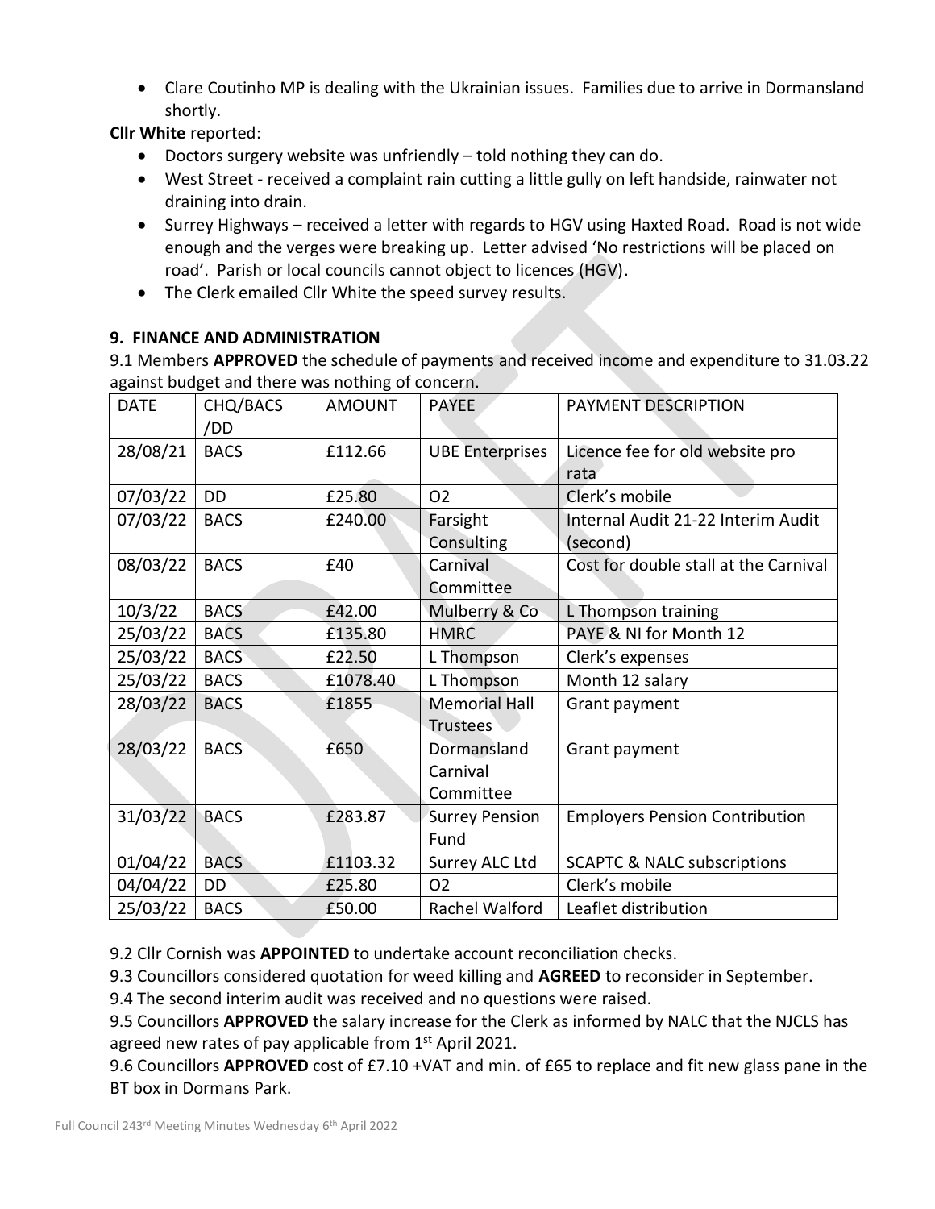- Clare Coutinho MP is dealing with the Ukrainian issues. Families due to arrive in Dormansland shortly.

**Cllr White** reported:

- Doctors surgery website was unfriendly – told nothing they can do.
- West Street - received a complaint rain cutting a little gully on left handside, rainwater not draining into drain.
- Surrey Highways – received a letter with regards to HGV using Haxted Road. Road is not wide enough and the verges were breaking up. Letter advised 'No restrictions will be placed on road'. Parish or local councils cannot object to licences (HGV).
- The Clerk emailed Cllr White the speed survey results.

**9. FINANCE AND ADMINISTRATION**

9.1 Members **APPROVED** the schedule of payments and received income and expenditure to 31.03.22 against budget and there was nothing of concern.

| DATE | CHQ/BACS /DD | AMOUNT | PAYEE | PAYMENT DESCRIPTION |
|---|---|---|---|---|
| 28/08/21 | BACS | £112.66 | UBE Enterprises | Licence fee for old website pro rata |
| 07/03/22 | DD | £25.80 | O2 | Clerk's mobile |
| 07/03/22 | BACS | £240.00 | Farsight Consulting | Internal Audit 21-22 Interim Audit (second) |
| 08/03/22 | BACS | £40 | Carnival Committee | Cost for double stall at the Carnival |
| 10/3/22 | BACS | £42.00 | Mulberry & Co | L Thompson training |
| 25/03/22 | BACS | £135.80 | HMRC | PAYE & NI for Month 12 |
| 25/03/22 | BACS | £22.50 | L Thompson | Clerk's expenses |
| 25/03/22 | BACS | £1078.40 | L Thompson | Month 12 salary |
| 28/03/22 | BACS | £1855 | Memorial Hall Trustees | Grant payment |
| 28/03/22 | BACS | £650 | Dormansland Carnival Committee | Grant payment |
| 31/03/22 | BACS | £283.87 | Surrey Pension Fund | Employers Pension Contribution |
| 01/04/22 | BACS | £1103.32 | Surrey ALC Ltd | SCAPTC & NALC subscriptions |
| 04/04/22 | DD | £25.80 | O2 | Clerk's mobile |
| 25/03/22 | BACS | £50.00 | Rachel Walford | Leaflet distribution |

9.2 Cllr Cornish was **APPOINTED** to undertake account reconciliation checks.

9.3 Councillors considered quotation for weed killing and **AGREED** to reconsider in September.

9.4 The second interim audit was received and no questions were raised.

9.5 Councillors **APPROVED** the salary increase for the Clerk as informed by NALC that the NJCLS has agreed new rates of pay applicable from 1st April 2021.

9.6 Councillors **APPROVED** cost of £7.10 +VAT and min. of £65 to replace and fit new glass pane in the BT box in Dormans Park.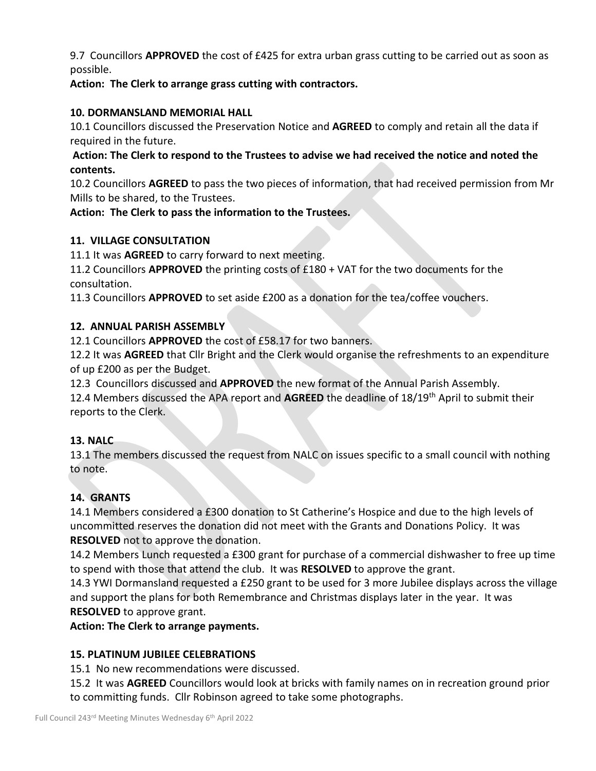9.7 Councillors **APPROVED** the cost of £425 for extra urban grass cutting to be carried out as soon as possible.

**Action: The Clerk to arrange grass cutting with contractors.**

**10. DORMANSLAND MEMORIAL HALL**

10.1 Councillors discussed the Preservation Notice and **AGREED** to comply and retain all the data if required in the future.

**Action: The Clerk to respond to the Trustees to advise we had received the notice and noted the contents.**

10.2 Councillors **AGREED** to pass the two pieces of information, that had received permission from Mr Mills to be shared, to the Trustees.

**Action: The Clerk to pass the information to the Trustees.**

**11. VILLAGE CONSULTATION**

11.1 It was **AGREED** to carry forward to next meeting.

11.2 Councillors **APPROVED** the printing costs of £180 + VAT for the two documents for the consultation.

11.3 Councillors **APPROVED** to set aside £200 as a donation for the tea/coffee vouchers.

**12. ANNUAL PARISH ASSEMBLY**

12.1 Councillors **APPROVED** the cost of £58.17 for two banners.

12.2 It was **AGREED** that Cllr Bright and the Clerk would organise the refreshments to an expenditure of up £200 as per the Budget.

12.3 Councillors discussed and **APPROVED** the new format of the Annual Parish Assembly.

12.4 Members discussed the APA report and **AGREED** the deadline of 18/19th April to submit their reports to the Clerk.

**13. NALC**

13.1 The members discussed the request from NALC on issues specific to a small council with nothing to note.

**14. GRANTS**

14.1 Members considered a £300 donation to St Catherine's Hospice and due to the high levels of uncommitted reserves the donation did not meet with the Grants and Donations Policy. It was **RESOLVED** not to approve the donation.

14.2 Members Lunch requested a £300 grant for purchase of a commercial dishwasher to free up time to spend with those that attend the club. It was **RESOLVED** to approve the grant.

14.3 YWI Dormansland requested a £250 grant to be used for 3 more Jubilee displays across the village and support the plans for both Remembrance and Christmas displays later in the year. It was **RESOLVED** to approve grant.

**Action: The Clerk to arrange payments.**

**15. PLATINUM JUBILEE CELEBRATIONS**

15.1 No new recommendations were discussed.

15.2 It was **AGREED** Councillors would look at bricks with family names on in recreation ground prior to committing funds. Cllr Robinson agreed to take some photographs.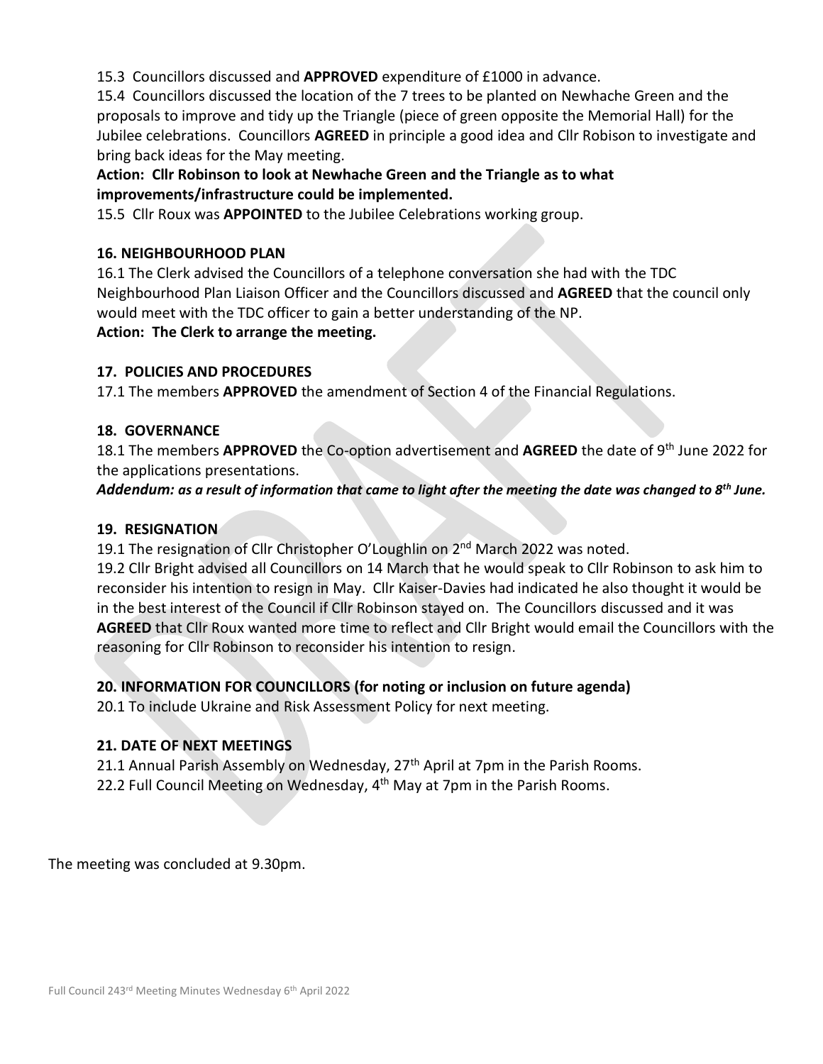15.3 Councillors discussed and **APPROVED** expenditure of £1000 in advance.

15.4 Councillors discussed the location of the 7 trees to be planted on Newhache Green and the proposals to improve and tidy up the Triangle (piece of green opposite the Memorial Hall) for the Jubilee celebrations. Councillors **AGREED** in principle a good idea and Cllr Robison to investigate and bring back ideas for the May meeting.

**Action: Cllr Robinson to look at Newhache Green and the Triangle as to what improvements/infrastructure could be implemented.**

15.5 Cllr Roux was **APPOINTED** to the Jubilee Celebrations working group.

**16. NEIGHBOURHOOD PLAN**

16.1 The Clerk advised the Councillors of a telephone conversation she had with the TDC Neighbourhood Plan Liaison Officer and the Councillors discussed and **AGREED** that the council only would meet with the TDC officer to gain a better understanding of the NP.

**Action: The Clerk to arrange the meeting.**

**17. POLICIES AND PROCEDURES**

17.1 The members **APPROVED** the amendment of Section 4 of the Financial Regulations.

**18. GOVERNANCE**

18.1 The members **APPROVED** the Co-option advertisement and **AGREED** the date of 9th June 2022 for the applications presentations.

***Addendum:** as a result of information that came to light after the meeting the date was changed to 8th June.*

**19. RESIGNATION**

19.1 The resignation of Cllr Christopher O'Loughlin on 2nd March 2022 was noted.

19.2 Cllr Bright advised all Councillors on 14 March that he would speak to Cllr Robinson to ask him to reconsider his intention to resign in May. Cllr Kaiser-Davies had indicated he also thought it would be in the best interest of the Council if Cllr Robinson stayed on. The Councillors discussed and it was **AGREED** that Cllr Roux wanted more time to reflect and Cllr Bright would email the Councillors with the reasoning for Cllr Robinson to reconsider his intention to resign.

**20. INFORMATION FOR COUNCILLORS (for noting or inclusion on future agenda)**

20.1 To include Ukraine and Risk Assessment Policy for next meeting.

**21. DATE OF NEXT MEETINGS**

21.1 Annual Parish Assembly on Wednesday, 27th April at 7pm in the Parish Rooms.

22.2 Full Council Meeting on Wednesday, 4th May at 7pm in the Parish Rooms.

The meeting was concluded at 9.30pm.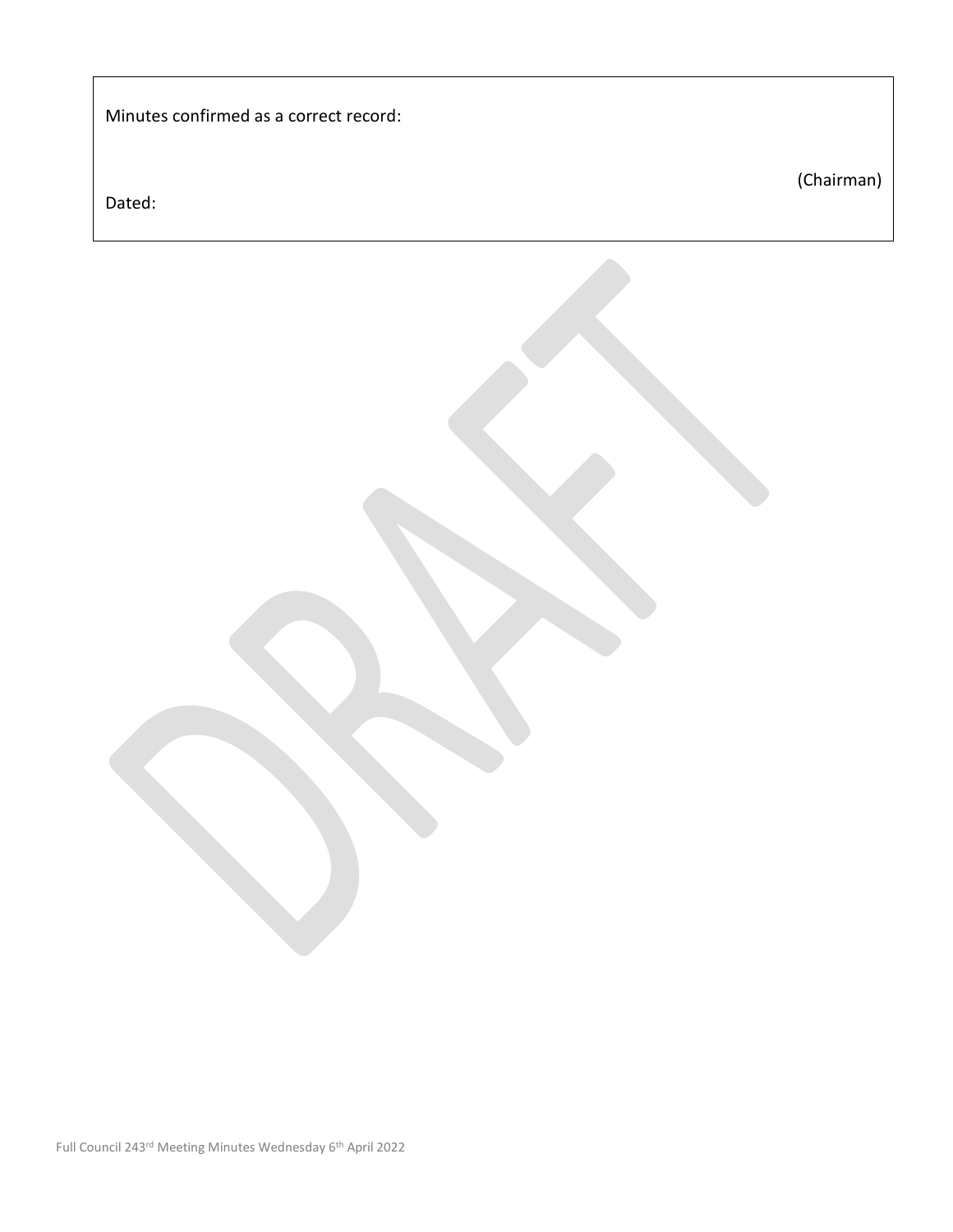Minutes confirmed as a correct record:

(Chairman)

Dated: